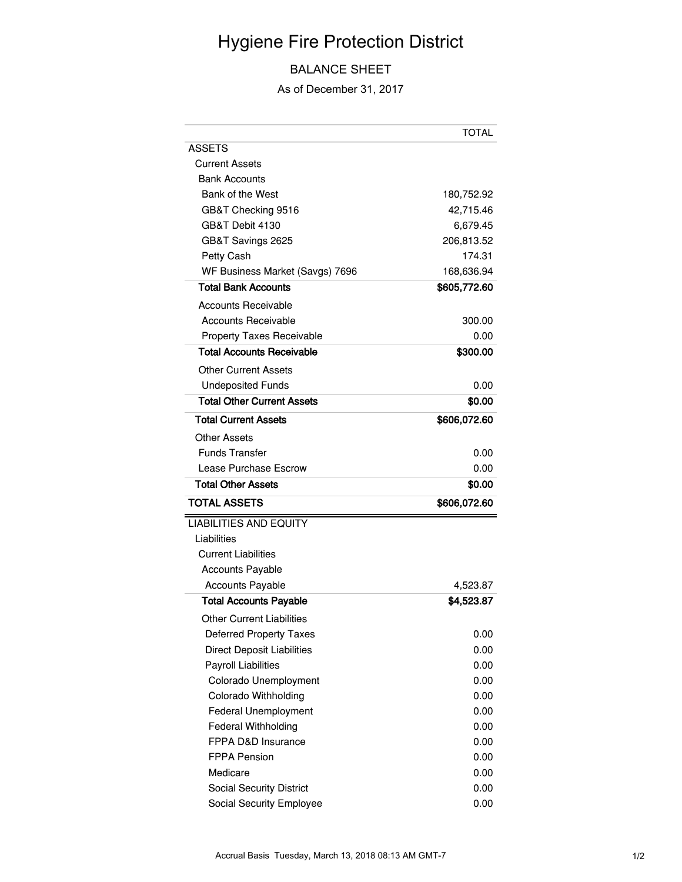# Hygiene Fire Protection District

## BALANCE SHEET

As of December 31, 2017

| | TOTAL |
|---|---|
| ASSETS | |
| Current Assets | |
| Bank Accounts | |
| Bank of the West | 180,752.92 |
| GB&T Checking 9516 | 42,715.46 |
| GB&T Debit 4130 | 6,679.45 |
| GB&T Savings 2625 | 206,813.52 |
| Petty Cash | 174.31 |
| WF Business Market (Savgs) 7696 | 168,636.94 |
| **Total Bank Accounts** | **$605,772.60** |
| Accounts Receivable | |
| Accounts Receivable | 300.00 |
| Property Taxes Receivable | 0.00 |
| **Total Accounts Receivable** | **$300.00** |
| Other Current Assets | |
| Undeposited Funds | 0.00 |
| **Total Other Current Assets** | **$0.00** |
| **Total Current Assets** | **$606,072.60** |
| Other Assets | |
| Funds Transfer | 0.00 |
| Lease Purchase Escrow | 0.00 |
| **Total Other Assets** | **$0.00** |
| **TOTAL ASSETS** | **$606,072.60** |
| LIABILITIES AND EQUITY | |
| Liabilities | |
| Current Liabilities | |
| Accounts Payable | |
| Accounts Payable | 4,523.87 |
| **Total Accounts Payable** | **$4,523.87** |
| Other Current Liabilities | |
| Deferred Property Taxes | 0.00 |
| Direct Deposit Liabilities | 0.00 |
| Payroll Liabilities | 0.00 |
| Colorado Unemployment | 0.00 |
| Colorado Withholding | 0.00 |
| Federal Unemployment | 0.00 |
| Federal Withholding | 0.00 |
| FPPA D&D Insurance | 0.00 |
| FPPA Pension | 0.00 |
| Medicare | 0.00 |
| Social Security District | 0.00 |
| Social Security Employee | 0.00 |

Accrual Basis Tuesday, March 13, 2018 08:13 AM GMT-7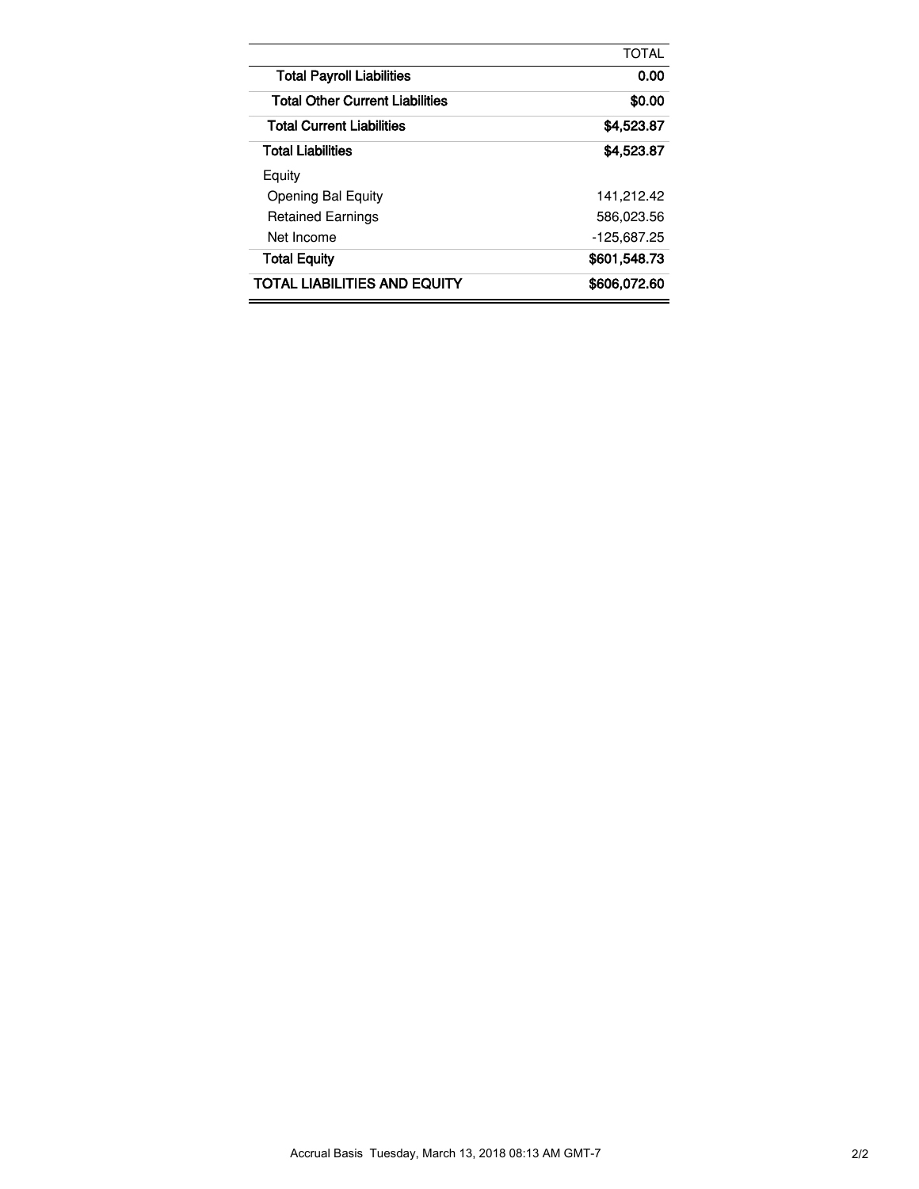| | TOTAL |
| --- | --- |
| **Total Payroll Liabilities** | **0.00** |
| **Total Other Current Liabilities** | **$0.00** |
| **Total Current Liabilities** | **$4,523.87** |
| **Total Liabilities** | **$4,523.87** |
| Equity | |
| Opening Bal Equity | 141,212.42 |
| Retained Earnings | 586,023.56 |
| Net Income | -125,687.25 |
| **Total Equity** | **$601,548.73** |
| **TOTAL LIABILITIES AND EQUITY** | **$606,072.60** |

Accrual Basis Tuesday, March 13, 2018 08:13 AM GMT-7